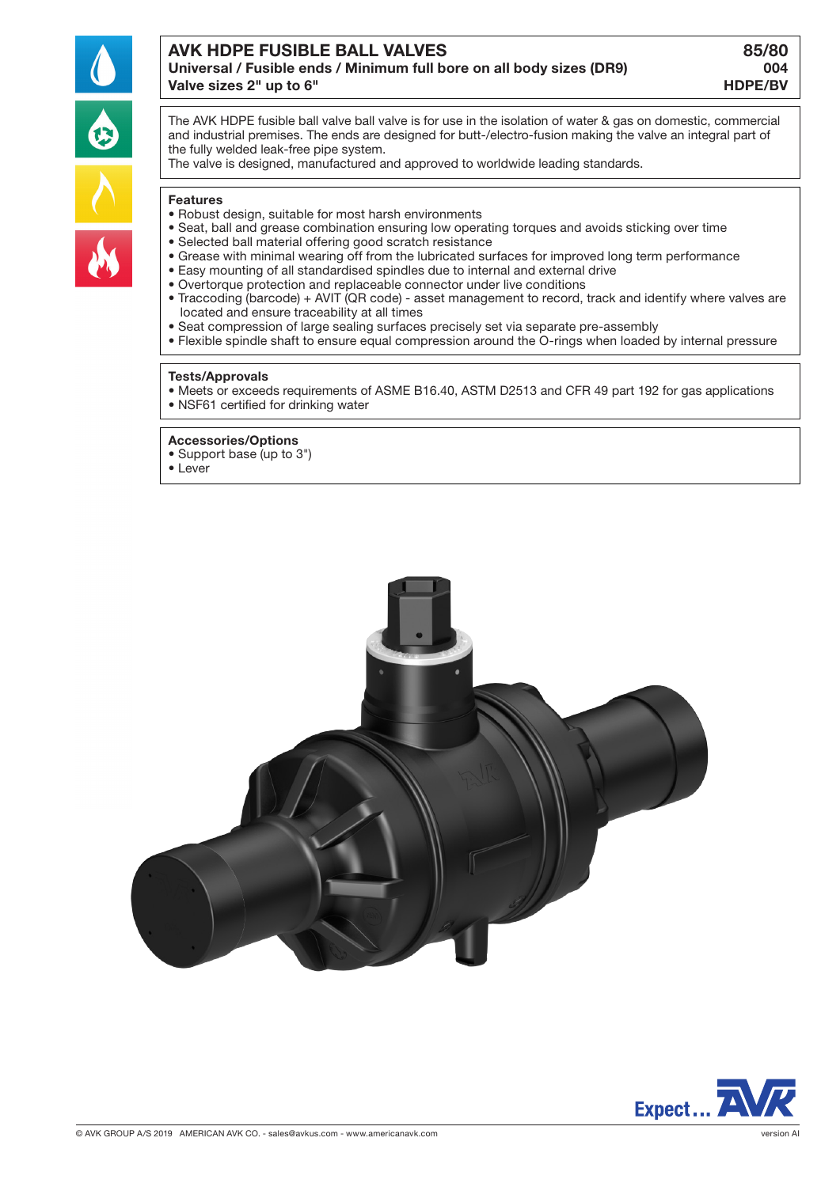# AVK HDPE FUSIBLE BALL VALVES

**Universal / Fusible ends / Minimum full bore on all body sizes (DR9)**
**Valve sizes 2" up to 6"**

**85/80**
**004**
**HDPE/BV**

The AVK HDPE fusible ball valve ball valve is for use in the isolation of water & gas on domestic, commercial and industrial premises. The ends are designed for butt-/electro-fusion making the valve an integral part of the fully welded leak-free pipe system.
The valve is designed, manufactured and approved to worldwide leading standards.

## Features

- Robust design, suitable for most harsh environments
- Seat, ball and grease combination ensuring low operating torques and avoids sticking over time
- Selected ball material offering good scratch resistance
- Grease with minimal wearing off from the lubricated surfaces for improved long term performance
- Easy mounting of all standardised spindles due to internal and external drive
- Overtorque protection and replaceable connector under live conditions
- Traccoding (barcode) + AVIT (QR code) - asset management to record, track and identify where valves are located and ensure traceability at all times
- Seat compression of large sealing surfaces precisely set via separate pre-assembly
- Flexible spindle shaft to ensure equal compression around the O-rings when loaded by internal pressure

## Tests/Approvals

- Meets or exceeds requirements of ASME B16.40, ASTM D2513 and CFR 49 part 192 for gas applications
- NSF61 certified for drinking water

## Accessories/Options

- Support base (up to 3")
- Lever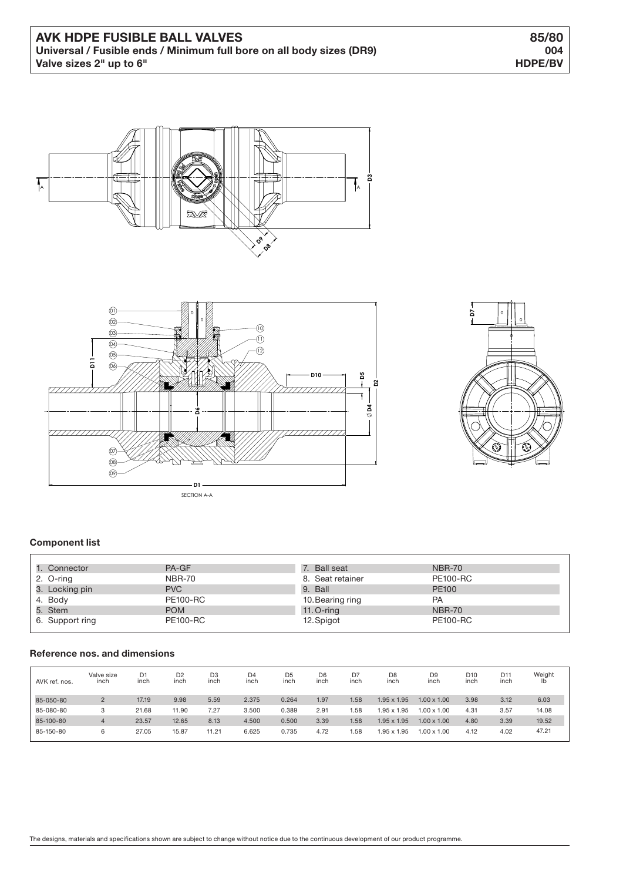# AVK HDPE FUSIBLE BALL VALVES

## Universal / Fusible ends / Minimum full bore on all body sizes (DR9)

## Valve sizes 2" up to 6"

85/80
004
HDPE/BV

SECTION A-A

### Component list

| | | | |
|---|---|---|---|
| 1. Connector | PA-GF | 7. Ball seat | NBR-70 |
| 2. O-ring | NBR-70 | 8. Seat retainer | PE100-RC |
| 3. Locking pin | PVC | 9. Ball | PE100 |
| 4. Body | PE100-RC | 10. Bearing ring | PA |
| 5. Stem | POM | 11. O-ring | NBR-70 |
| 6. Support ring | PE100-RC | 12. Spigot | PE100-RC |

### Reference nos. and dimensions

| AVK ref. nos. | Valve size inch | D1 inch | D2 inch | D3 inch | D4 inch | D5 inch | D6 inch | D7 inch | D8 inch | D9 inch | D10 inch | D11 inch | Weight lb |
|---|---|---|---|---|---|---|---|---|---|---|---|---|---|
| 85-050-80 | 2 | 17.19 | 9.98 | 5.59 | 2.375 | 0.264 | 1.97 | 1.58 | 1.95 x 1.95 | 1.00 x 1.00 | 3.98 | 3.12 | 6.03 |
| 85-080-80 | 3 | 21.68 | 11.90 | 7.27 | 3.500 | 0.389 | 2.91 | 1.58 | 1.95 x 1.95 | 1.00 x 1.00 | 4.31 | 3.57 | 14.08 |
| 85-100-80 | 4 | 23.57 | 12.65 | 8.13 | 4.500 | 0.500 | 3.39 | 1.58 | 1.95 x 1.95 | 1.00 x 1.00 | 4.80 | 3.39 | 19.52 |
| 85-150-80 | 6 | 27.05 | 15.87 | 11.21 | 6.625 | 0.735 | 4.72 | 1.58 | 1.95 x 1.95 | 1.00 x 1.00 | 4.12 | 4.02 | 47.21 |

The designs, materials and specifications shown are subject to change without notice due to the continuous development of our product programme.